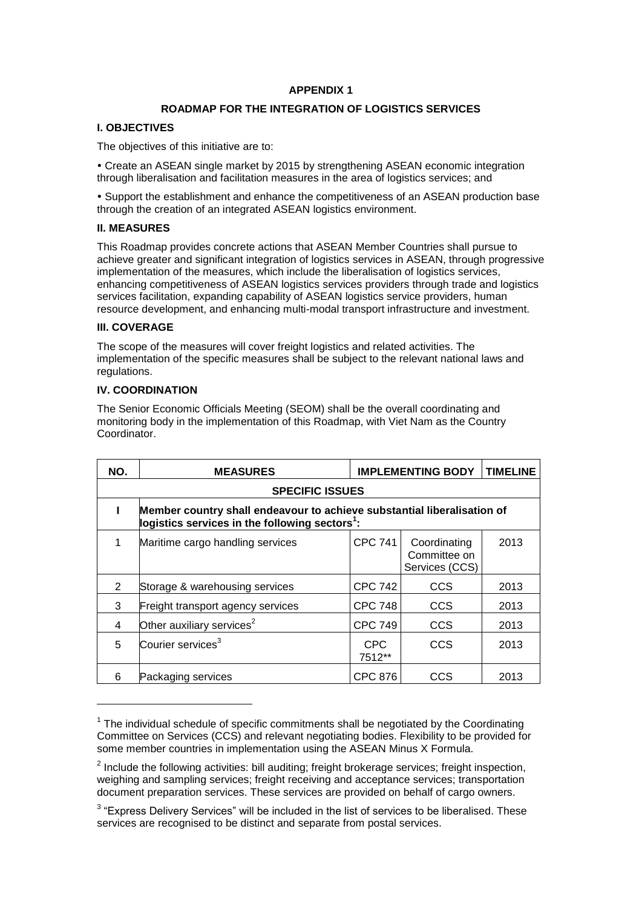# APPENDIX 1

## ROADMAP FOR THE INTEGRATION OF LOGISTICS SERVICES

### I. OBJECTIVES

The objectives of this initiative are to:

- Create an ASEAN single market by 2015 by strengthening ASEAN economic integration through liberalisation and facilitation measures in the area of logistics services; and

- Support the establishment and enhance the competitiveness of an ASEAN production base through the creation of an integrated ASEAN logistics environment.

### II. MEASURES

This Roadmap provides concrete actions that ASEAN Member Countries shall pursue to achieve greater and significant integration of logistics services in ASEAN, through progressive implementation of the measures, which include the liberalisation of logistics services, enhancing competitiveness of ASEAN logistics services providers through trade and logistics services facilitation, expanding capability of ASEAN logistics service providers, human resource development, and enhancing multi-modal transport infrastructure and investment.

### III. COVERAGE

The scope of the measures will cover freight logistics and related activities. The implementation of the specific measures shall be subject to the relevant national laws and regulations.

### IV. COORDINATION

The Senior Economic Officials Meeting (SEOM) shall be the overall coordinating and monitoring body in the implementation of this Roadmap, with Viet Nam as the Country Coordinator.

| NO. | MEASURES | IMPLEMENTING BODY | | TIMELINE |
|---|---|---|---|---|
| **SPECIFIC ISSUES** | | | | |
| **I** | **Member country shall endeavour to achieve substantial liberalisation of logistics services in the following sectors[1]:** | | | |
| 1 | Maritime cargo handling services | CPC 741 | Coordinating Committee on Services (CCS) | 2013 |
| 2 | Storage & warehousing services | CPC 742 | CCS | 2013 |
| 3 | Freight transport agency services | CPC 748 | CCS | 2013 |
| 4 | Other auxiliary services[2] | CPC 749 | CCS | 2013 |
| 5 | Courier services[3] | CPC 7512** | CCS | 2013 |
| 6 | Packaging services | CPC 876 | CCS | 2013 |

[1] The individual schedule of specific commitments shall be negotiated by the Coordinating Committee on Services (CCS) and relevant negotiating bodies. Flexibility to be provided for some member countries in implementation using the ASEAN Minus X Formula.

[2] Include the following activities: bill auditing; freight brokerage services; freight inspection, weighing and sampling services; freight receiving and acceptance services; transportation document preparation services. These services are provided on behalf of cargo owners.

[3] "Express Delivery Services" will be included in the list of services to be liberalised. These services are recognised to be distinct and separate from postal services.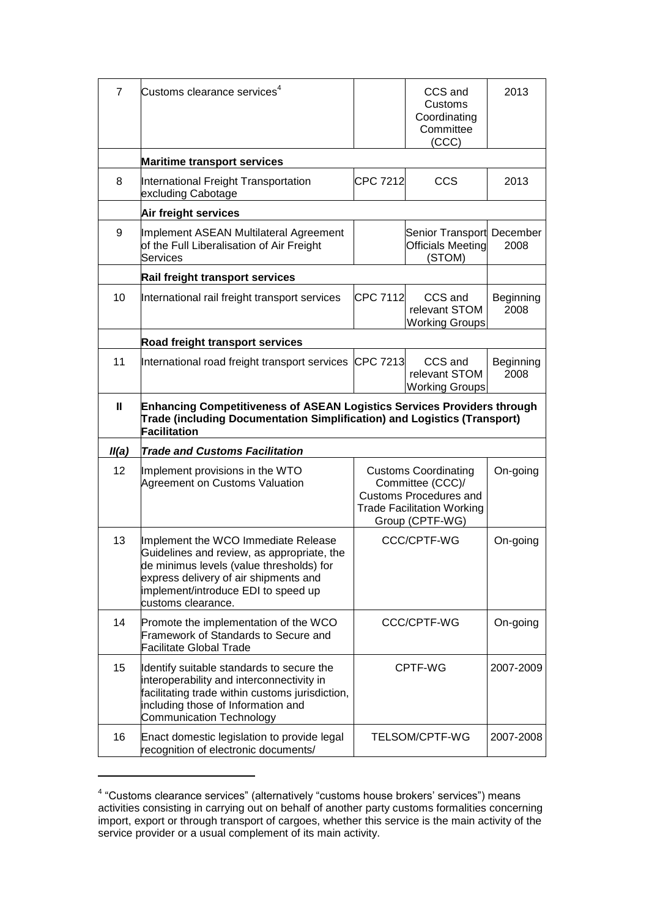| 7 | Customs clearance services[4] | | CCS and Customs Coordinating Committee (CCC) | 2013 |
|---|---|---|---|---|
| | **Maritime transport services** | | | |
| 8 | International Freight Transportation excluding Cabotage | CPC 7212 | CCS | 2013 |
| | **Air freight services** | | | |
| 9 | Implement ASEAN Multilateral Agreement of the Full Liberalisation of Air Freight Services | | Senior Transport Officials Meeting (STOM) | December 2008 |
| | **Rail freight transport services** | | | |
| 10 | International rail freight transport services | CPC 7112 | CCS and relevant STOM Working Groups | Beginning 2008 |
| | **Road freight transport services** | | | |
| 11 | International road freight transport services | CPC 7213 | CCS and relevant STOM Working Groups | Beginning 2008 |
| **II** | **Enhancing Competitiveness of ASEAN Logistics Services Providers through Trade (including Documentation Simplification) and Logistics (Transport) Facilitation** | | | |
| ***II(a)*** | ***Trade and Customs Facilitation*** | | | |
| 12 | Implement provisions in the WTO Agreement on Customs Valuation | Customs Coordinating Committee (CCC)/ Customs Procedures and Trade Facilitation Working Group (CPTF-WG) | | On-going |
| 13 | Implement the WCO Immediate Release Guidelines and review, as appropriate, the de minimus levels (value thresholds) for express delivery of air shipments and implement/introduce EDI to speed up customs clearance. | CCC/CPTF-WG | | On-going |
| 14 | Promote the implementation of the WCO Framework of Standards to Secure and Facilitate Global Trade | CCC/CPTF-WG | | On-going |
| 15 | Identify suitable standards to secure the interoperability and interconnectivity in facilitating trade within customs jurisdiction, including those of Information and Communication Technology | CPTF-WG | | 2007-2009 |
| 16 | Enact domestic legislation to provide legal recognition of electronic documents/ | TELSOM/CPTF-WG | | 2007-2008 |

[4] "Customs clearance services" (alternatively "customs house brokers' services") means activities consisting in carrying out on behalf of another party customs formalities concerning import, export or through transport of cargoes, whether this service is the main activity of the service provider or a usual complement of its main activity.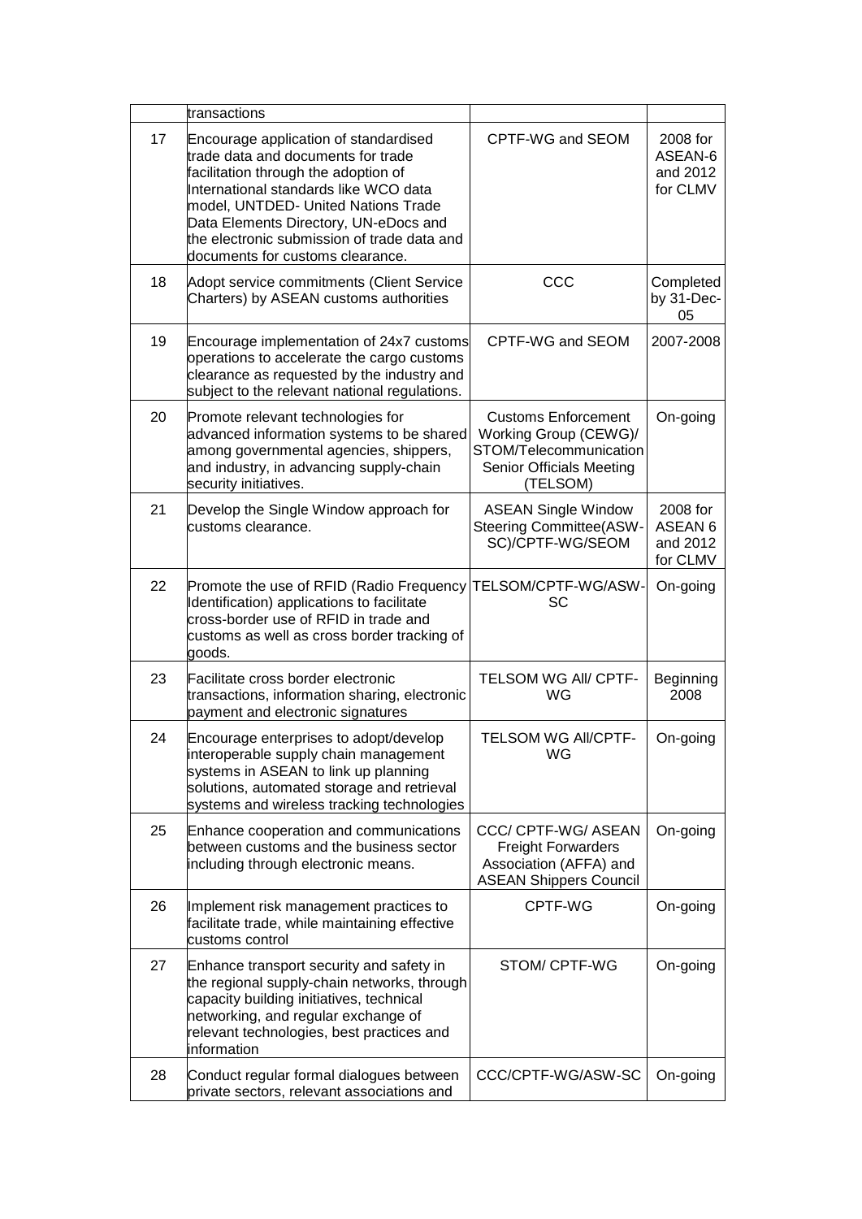| | | | |
|---|---|---|---|
| | transactions | | |
| 17 | Encourage application of standardised trade data and documents for trade facilitation through the adoption of International standards like WCO data model, UNTDED- United Nations Trade Data Elements Directory, UN-eDocs and the electronic submission of trade data and documents for customs clearance. | CPTF-WG and SEOM | 2008 for ASEAN-6 and 2012 for CLMV |
| 18 | Adopt service commitments (Client Service Charters) by ASEAN customs authorities | CCC | Completed by 31-Dec-05 |
| 19 | Encourage implementation of 24x7 customs operations to accelerate the cargo customs clearance as requested by the industry and subject to the relevant national regulations. | CPTF-WG and SEOM | 2007-2008 |
| 20 | Promote relevant technologies for advanced information systems to be shared among governmental agencies, shippers, and industry, in advancing supply-chain security initiatives. | Customs Enforcement Working Group (CEWG)/ STOM/Telecommunication Senior Officials Meeting (TELSOM) | On-going |
| 21 | Develop the Single Window approach for customs clearance. | ASEAN Single Window Steering Committee(ASW-SC)/CPTF-WG/SEOM | 2008 for ASEAN 6 and 2012 for CLMV |
| 22 | Promote the use of RFID (Radio Frequency Identification) applications to facilitate cross-border use of RFID in trade and customs as well as cross border tracking of goods. | TELSOM/CPTF-WG/ASW-SC | On-going |
| 23 | Facilitate cross border electronic transactions, information sharing, electronic payment and electronic signatures | TELSOM WG All/ CPTF-WG | Beginning 2008 |
| 24 | Encourage enterprises to adopt/develop interoperable supply chain management systems in ASEAN to link up planning solutions, automated storage and retrieval systems and wireless tracking technologies | TELSOM WG All/CPTF-WG | On-going |
| 25 | Enhance cooperation and communications between customs and the business sector including through electronic means. | CCC/ CPTF-WG/ ASEAN Freight Forwarders Association (AFFA) and ASEAN Shippers Council | On-going |
| 26 | Implement risk management practices to facilitate trade, while maintaining effective customs control | CPTF-WG | On-going |
| 27 | Enhance transport security and safety in the regional supply-chain networks, through capacity building initiatives, technical networking, and regular exchange of relevant technologies, best practices and information | STOM/ CPTF-WG | On-going |
| 28 | Conduct regular formal dialogues between private sectors, relevant associations and | CCC/CPTF-WG/ASW-SC | On-going |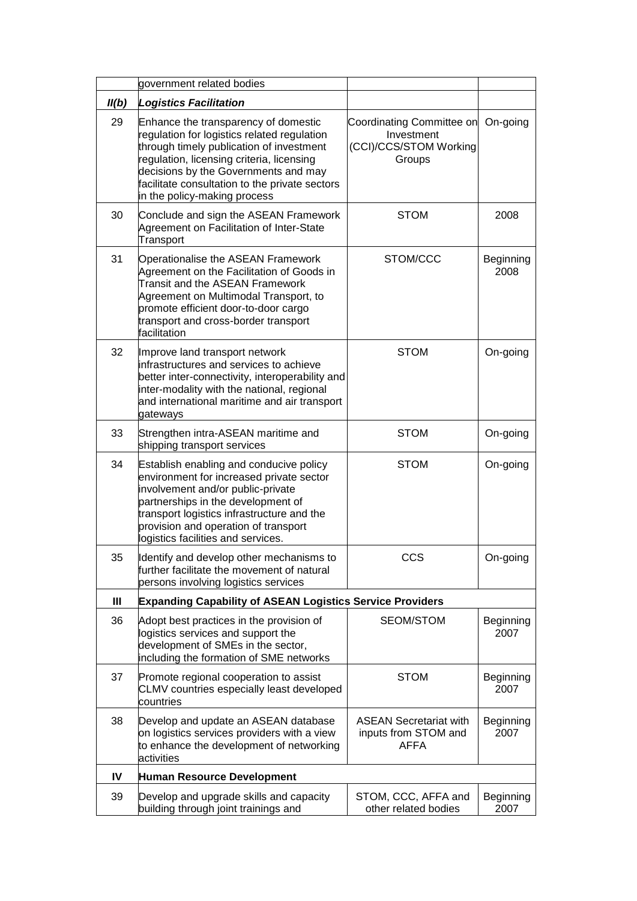| | | | |
|---|---|---|---|
| | government related bodies | | |
| ***II(b)*** | ***Logistics Facilitation*** | | |
| 29 | Enhance the transparency of domestic regulation for logistics related regulation through timely publication of investment regulation, licensing criteria, licensing decisions by the Governments and may facilitate consultation to the private sectors in the policy-making process | Coordinating Committee on Investment (CCI)/CCS/STOM Working Groups | On-going |
| 30 | Conclude and sign the ASEAN Framework Agreement on Facilitation of Inter-State Transport | STOM | 2008 |
| 31 | Operationalise the ASEAN Framework Agreement on the Facilitation of Goods in Transit and the ASEAN Framework Agreement on Multimodal Transport, to promote efficient door-to-door cargo transport and cross-border transport facilitation | STOM/CCC | Beginning 2008 |
| 32 | Improve land transport network infrastructures and services to achieve better inter-connectivity, interoperability and inter-modality with the national, regional and international maritime and air transport gateways | STOM | On-going |
| 33 | Strengthen intra-ASEAN maritime and shipping transport services | STOM | On-going |
| 34 | Establish enabling and conducive policy environment for increased private sector involvement and/or public-private partnerships in the development of transport logistics infrastructure and the provision and operation of transport logistics facilities and services. | STOM | On-going |
| 35 | Identify and develop other mechanisms to further facilitate the movement of natural persons involving logistics services | CCS | On-going |
| **III** | **Expanding Capability of ASEAN Logistics Service Providers** | | |
| 36 | Adopt best practices in the provision of logistics services and support the development of SMEs in the sector, including the formation of SME networks | SEOM/STOM | Beginning 2007 |
| 37 | Promote regional cooperation to assist CLMV countries especially least developed countries | STOM | Beginning 2007 |
| 38 | Develop and update an ASEAN database on logistics services providers with a view to enhance the development of networking activities | ASEAN Secretariat with inputs from STOM and AFFA | Beginning 2007 |
| **IV** | **Human Resource Development** | | |
| 39 | Develop and upgrade skills and capacity building through joint trainings and | STOM, CCC, AFFA and other related bodies | Beginning 2007 |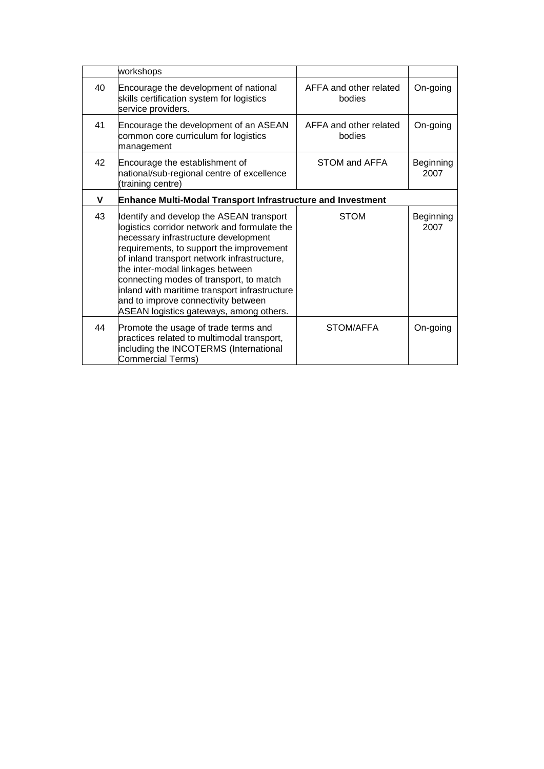| | | | |
|---|---|---|---|
| | workshops | | |
| 40 | Encourage the development of national skills certification system for logistics service providers. | AFFA and other related bodies | On-going |
| 41 | Encourage the development of an ASEAN common core curriculum for logistics management | AFFA and other related bodies | On-going |
| 42 | Encourage the establishment of national/sub-regional centre of excellence (training centre) | STOM and AFFA | Beginning 2007 |
| **V** | **Enhance Multi-Modal Transport Infrastructure and Investment** | | |
| 43 | Identify and develop the ASEAN transport logistics corridor network and formulate the necessary infrastructure development requirements, to support the improvement of inland transport network infrastructure, the inter-modal linkages between connecting modes of transport, to match inland with maritime transport infrastructure and to improve connectivity between ASEAN logistics gateways, among others. | STOM | Beginning 2007 |
| 44 | Promote the usage of trade terms and practices related to multimodal transport, including the INCOTERMS (International Commercial Terms) | STOM/AFFA | On-going |